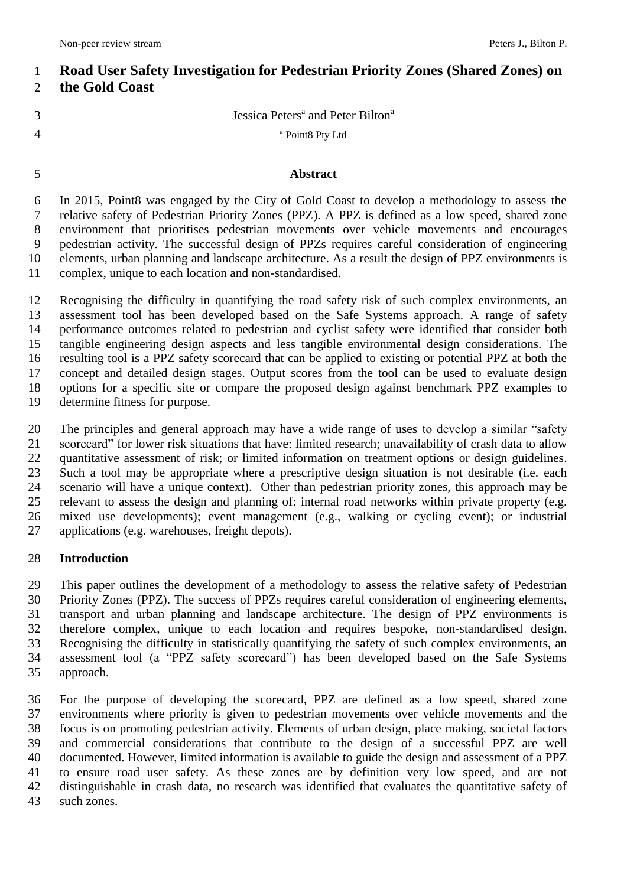# Road User Safety Investigation for Pedestrian Priority Zones (Shared Zones) on the Gold Coast

Jessica Peters[a] and Peter Bilton[a]

[a] Point8 Pty Ltd

## Abstract

In 2015, Point8 was engaged by the City of Gold Coast to develop a methodology to assess the relative safety of Pedestrian Priority Zones (PPZ). A PPZ is defined as a low speed, shared zone environment that prioritises pedestrian movements over vehicle movements and encourages pedestrian activity. The successful design of PPZs requires careful consideration of engineering elements, urban planning and landscape architecture. As a result the design of PPZ environments is complex, unique to each location and non-standardised.

Recognising the difficulty in quantifying the road safety risk of such complex environments, an assessment tool has been developed based on the Safe Systems approach. A range of safety performance outcomes related to pedestrian and cyclist safety were identified that consider both tangible engineering design aspects and less tangible environmental design considerations. The resulting tool is a PPZ safety scorecard that can be applied to existing or potential PPZ at both the concept and detailed design stages. Output scores from the tool can be used to evaluate design options for a specific site or compare the proposed design against benchmark PPZ examples to determine fitness for purpose.

The principles and general approach may have a wide range of uses to develop a similar "safety scorecard" for lower risk situations that have: limited research; unavailability of crash data to allow quantitative assessment of risk; or limited information on treatment options or design guidelines. Such a tool may be appropriate where a prescriptive design situation is not desirable (i.e. each scenario will have a unique context). Other than pedestrian priority zones, this approach may be relevant to assess the design and planning of: internal road networks within private property (e.g. mixed use developments); event management (e.g., walking or cycling event); or industrial applications (e.g. warehouses, freight depots).

## Introduction

This paper outlines the development of a methodology to assess the relative safety of Pedestrian Priority Zones (PPZ). The success of PPZs requires careful consideration of engineering elements, transport and urban planning and landscape architecture. The design of PPZ environments is therefore complex, unique to each location and requires bespoke, non-standardised design. Recognising the difficulty in statistically quantifying the safety of such complex environments, an assessment tool (a "PPZ safety scorecard") has been developed based on the Safe Systems approach.

For the purpose of developing the scorecard, PPZ are defined as a low speed, shared zone environments where priority is given to pedestrian movements over vehicle movements and the focus is on promoting pedestrian activity. Elements of urban design, place making, societal factors and commercial considerations that contribute to the design of a successful PPZ are well documented. However, limited information is available to guide the design and assessment of a PPZ to ensure road user safety. As these zones are by definition very low speed, and are not distinguishable in crash data, no research was identified that evaluates the quantitative safety of such zones.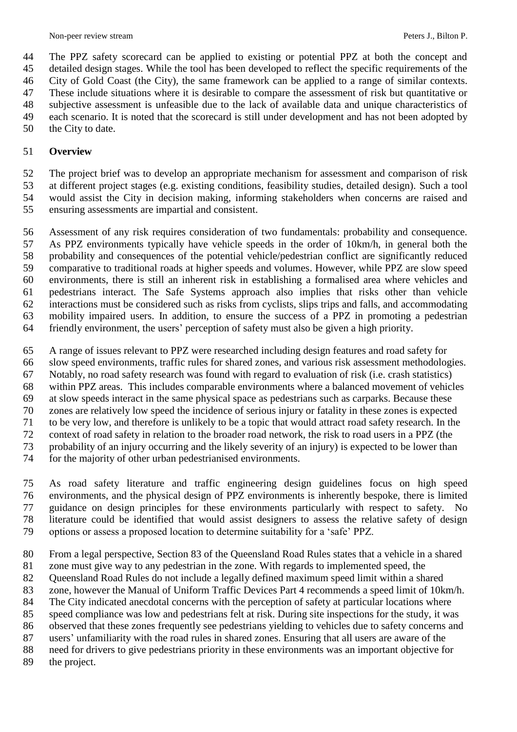The PPZ safety scorecard can be applied to existing or potential PPZ at both the concept and detailed design stages. While the tool has been developed to reflect the specific requirements of the City of Gold Coast (the City), the same framework can be applied to a range of similar contexts. These include situations where it is desirable to compare the assessment of risk but quantitative or subjective assessment is unfeasible due to the lack of available data and unique characteristics of each scenario. It is noted that the scorecard is still under development and has not been adopted by the City to date.

## Overview

The project brief was to develop an appropriate mechanism for assessment and comparison of risk at different project stages (e.g. existing conditions, feasibility studies, detailed design). Such a tool would assist the City in decision making, informing stakeholders when concerns are raised and ensuring assessments are impartial and consistent.

Assessment of any risk requires consideration of two fundamentals: probability and consequence. As PPZ environments typically have vehicle speeds in the order of 10km/h, in general both the probability and consequences of the potential vehicle/pedestrian conflict are significantly reduced comparative to traditional roads at higher speeds and volumes. However, while PPZ are slow speed environments, there is still an inherent risk in establishing a formalised area where vehicles and pedestrians interact. The Safe Systems approach also implies that risks other than vehicle interactions must be considered such as risks from cyclists, slips trips and falls, and accommodating mobility impaired users. In addition, to ensure the success of a PPZ in promoting a pedestrian friendly environment, the users' perception of safety must also be given a high priority.

A range of issues relevant to PPZ were researched including design features and road safety for slow speed environments, traffic rules for shared zones, and various risk assessment methodologies. Notably, no road safety research was found with regard to evaluation of risk (i.e. crash statistics) within PPZ areas. This includes comparable environments where a balanced movement of vehicles at slow speeds interact in the same physical space as pedestrians such as carparks. Because these zones are relatively low speed the incidence of serious injury or fatality in these zones is expected to be very low, and therefore is unlikely to be a topic that would attract road safety research. In the context of road safety in relation to the broader road network, the risk to road users in a PPZ (the probability of an injury occurring and the likely severity of an injury) is expected to be lower than for the majority of other urban pedestrianised environments.

As road safety literature and traffic engineering design guidelines focus on high speed environments, and the physical design of PPZ environments is inherently bespoke, there is limited guidance on design principles for these environments particularly with respect to safety. No literature could be identified that would assist designers to assess the relative safety of design options or assess a proposed location to determine suitability for a 'safe' PPZ.

From a legal perspective, Section 83 of the Queensland Road Rules states that a vehicle in a shared zone must give way to any pedestrian in the zone. With regards to implemented speed, the Queensland Road Rules do not include a legally defined maximum speed limit within a shared zone, however the Manual of Uniform Traffic Devices Part 4 recommends a speed limit of 10km/h. The City indicated anecdotal concerns with the perception of safety at particular locations where speed compliance was low and pedestrians felt at risk. During site inspections for the study, it was observed that these zones frequently see pedestrians yielding to vehicles due to safety concerns and users' unfamiliarity with the road rules in shared zones. Ensuring that all users are aware of the need for drivers to give pedestrians priority in these environments was an important objective for the project.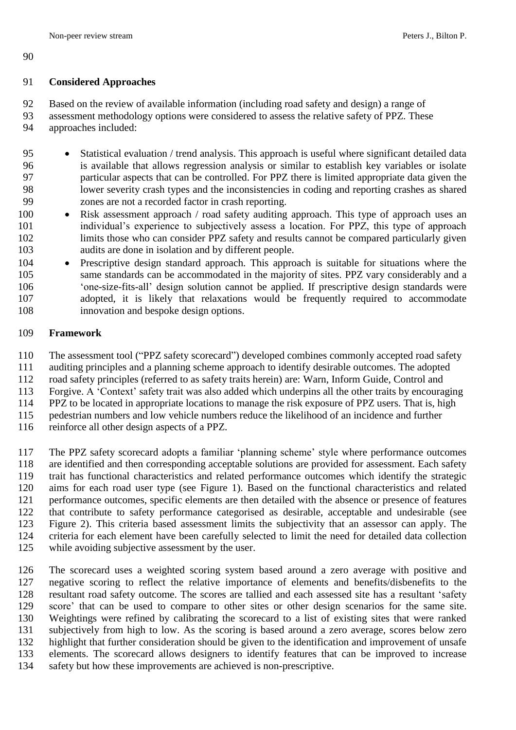## Considered Approaches

Based on the review of available information (including road safety and design) a range of assessment methodology options were considered to assess the relative safety of PPZ. These approaches included:

- Statistical evaluation / trend analysis. This approach is useful where significant detailed data is available that allows regression analysis or similar to establish key variables or isolate particular aspects that can be controlled. For PPZ there is limited appropriate data given the lower severity crash types and the inconsistencies in coding and reporting crashes as shared zones are not a recorded factor in crash reporting.
- Risk assessment approach / road safety auditing approach. This type of approach uses an individual's experience to subjectively assess a location. For PPZ, this type of approach limits those who can consider PPZ safety and results cannot be compared particularly given audits are done in isolation and by different people.
- Prescriptive design standard approach. This approach is suitable for situations where the same standards can be accommodated in the majority of sites. PPZ vary considerably and a 'one-size-fits-all' design solution cannot be applied. If prescriptive design standards were adopted, it is likely that relaxations would be frequently required to accommodate innovation and bespoke design options.

## Framework

The assessment tool ("PPZ safety scorecard") developed combines commonly accepted road safety auditing principles and a planning scheme approach to identify desirable outcomes. The adopted road safety principles (referred to as safety traits herein) are: Warn, Inform Guide, Control and Forgive. A 'Context' safety trait was also added which underpins all the other traits by encouraging PPZ to be located in appropriate locations to manage the risk exposure of PPZ users. That is, high pedestrian numbers and low vehicle numbers reduce the likelihood of an incidence and further reinforce all other design aspects of a PPZ.

The PPZ safety scorecard adopts a familiar 'planning scheme' style where performance outcomes are identified and then corresponding acceptable solutions are provided for assessment. Each safety trait has functional characteristics and related performance outcomes which identify the strategic aims for each road user type (see Figure 1). Based on the functional characteristics and related performance outcomes, specific elements are then detailed with the absence or presence of features that contribute to safety performance categorised as desirable, acceptable and undesirable (see Figure 2). This criteria based assessment limits the subjectivity that an assessor can apply. The criteria for each element have been carefully selected to limit the need for detailed data collection while avoiding subjective assessment by the user.

The scorecard uses a weighted scoring system based around a zero average with positive and negative scoring to reflect the relative importance of elements and benefits/disbenefits to the resultant road safety outcome. The scores are tallied and each assessed site has a resultant 'safety score' that can be used to compare to other sites or other design scenarios for the same site. Weightings were refined by calibrating the scorecard to a list of existing sites that were ranked subjectively from high to low. As the scoring is based around a zero average, scores below zero highlight that further consideration should be given to the identification and improvement of unsafe elements. The scorecard allows designers to identify features that can be improved to increase safety but how these improvements are achieved is non-prescriptive.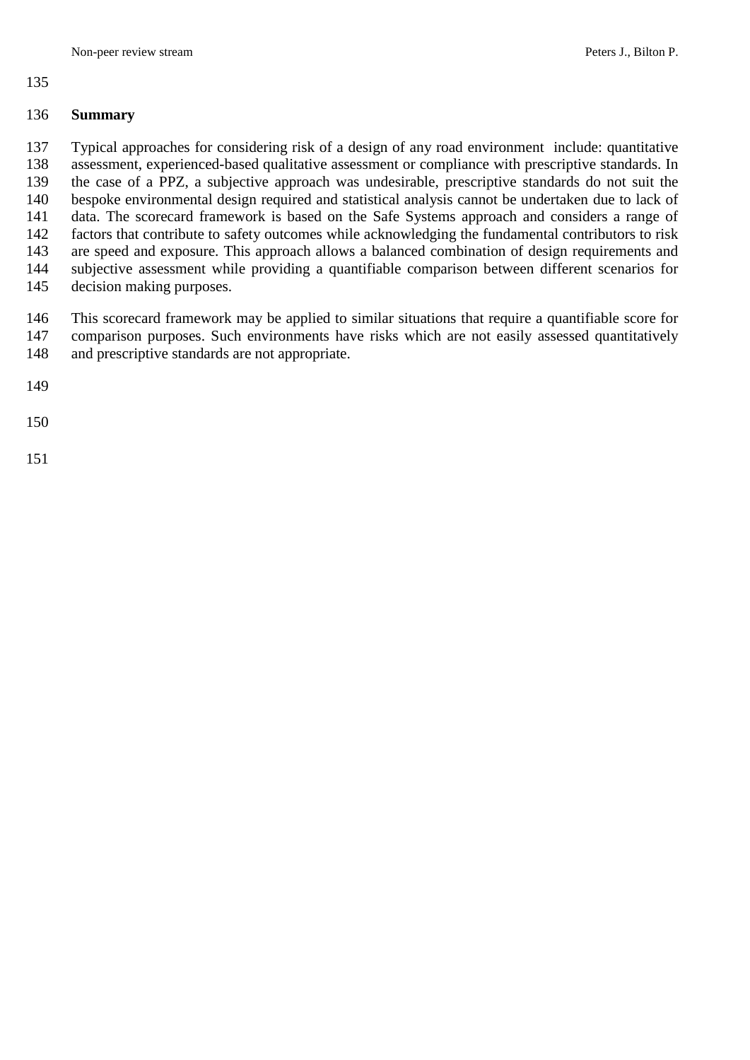## Summary

Typical approaches for considering risk of a design of any road environment include: quantitative assessment, experienced-based qualitative assessment or compliance with prescriptive standards. In the case of a PPZ, a subjective approach was undesirable, prescriptive standards do not suit the bespoke environmental design required and statistical analysis cannot be undertaken due to lack of data. The scorecard framework is based on the Safe Systems approach and considers a range of factors that contribute to safety outcomes while acknowledging the fundamental contributors to risk are speed and exposure. This approach allows a balanced combination of design requirements and subjective assessment while providing a quantifiable comparison between different scenarios for decision making purposes.

This scorecard framework may be applied to similar situations that require a quantifiable score for comparison purposes. Such environments have risks which are not easily assessed quantitatively and prescriptive standards are not appropriate.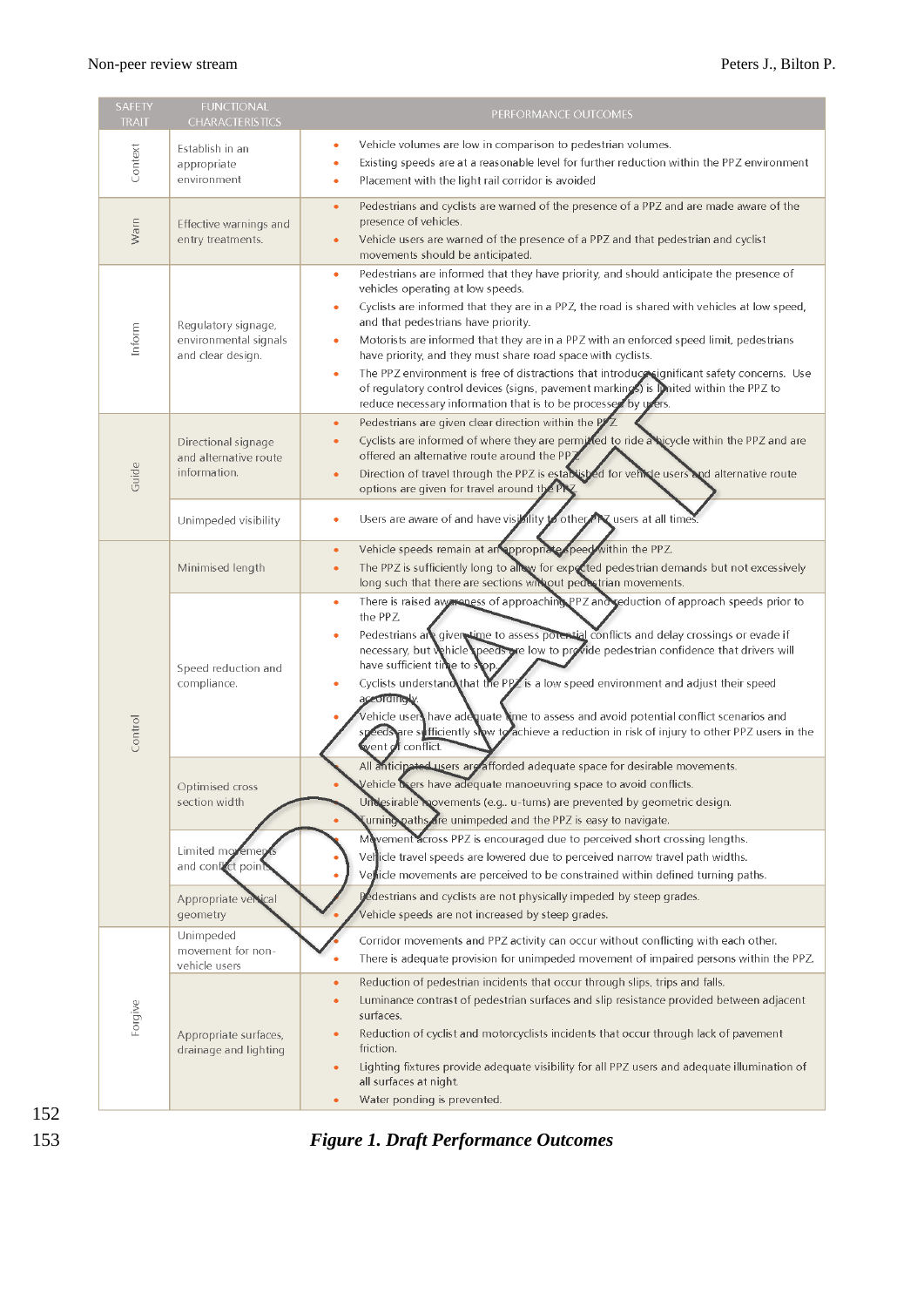| SAFETY TRAIT | FUNCTIONAL CHARACTERISTICS | PERFORMANCE OUTCOMES |
|---|---|---|
| Context | Establish in an appropriate environment | • Vehicle volumes are low in comparison to pedestrian volumes.<br>• Existing speeds are at a reasonable level for further reduction within the PPZ environment<br>• Placement with the light rail corridor is avoided |
| Warn | Effective warnings and entry treatments. | • Pedestrians and cyclists are warned of the presence of a PPZ and are made aware of the presence of vehicles.<br>• Vehicle users are warned of the presence of a PPZ and that pedestrian and cyclist movements should be anticipated. |
| Inform | Regulatory signage, environmental signals and clear design. | • Pedestrians are informed that they have priority, and should anticipate the presence of vehicles operating at low speeds.<br>• Cyclists are informed that they are in a PPZ, the road is shared with vehicles at low speed, and that pedestrians have priority.<br>• Motorists are informed that they are in a PPZ with an enforced speed limit, pedestrians have priority, and they must share road space with cyclists.<br>• The PPZ environment is free of distractions that introduce significant safety concerns. Use of regulatory control devices (signs, pavement markings) is limited within the PPZ to reduce necessary information that is to be processed by users. |
| Guide | Directional signage and alternative route information. | • Pedestrians are given clear direction within the PPZ.<br>• Cyclists are informed of where they are permitted to ride a bicycle within the PPZ and are offered an alternative route around the PPZ.<br>• Direction of travel through the PPZ is established for vehicle users and alternative route options are given for travel around the PPZ. |
| | Unimpeded visibility | • Users are aware of and have visibility to other PPZ users at all times. |
| Control | Minimised length | • Vehicle speeds remain at an appropriate speed within the PPZ.<br>• The PPZ is sufficiently long to allow for expected pedestrian demands but not excessively long such that there are sections without pedestrian movements. |
| | Speed reduction and compliance. | • There is raised awareness of approaching PPZ and reduction of approach speeds prior to the PPZ.<br>• Pedestrians are given time to assess potential conflicts and delay crossings or evade if necessary, but vehicle speeds are low to provide pedestrian confidence that drivers will have sufficient time to stop.<br>• Cyclists understand that the PPZ is a low speed environment and adjust their speed accordingly.<br>• Vehicle users have adequate time to assess and avoid potential conflict scenarios and speeds are sufficiently slow to achieve a reduction in risk of injury to other PPZ users in the event of conflict. |
| | Optimised cross section width | • All anticipated users are afforded adequate space for desirable movements.<br>• Vehicle users have adequate manoeuvring space to avoid conflicts.<br>• Undesirable movements (e.g.. u-turns) are prevented by geometric design.<br>• Turning paths are unimpeded and the PPZ is easy to navigate. |
| | Limited movements and conflict points | • Movement across PPZ is encouraged due to perceived short crossing lengths.<br>• Vehicle travel speeds are lowered due to perceived narrow travel path widths.<br>• Vehicle movements are perceived to be constrained within defined turning paths. |
| | Appropriate vertical geometry | • Pedestrians and cyclists are not physically impeded by steep grades.<br>• Vehicle speeds are not increased by steep grades. |
| Forgive | Unimpeded movement for non-vehicle users | • Corridor movements and PPZ activity can occur without conflicting with each other.<br>• There is adequate provision for unimpeded movement of impaired persons within the PPZ. |
| | Appropriate surfaces, drainage and lighting | • Reduction of pedestrian incidents that occur through slips, trips and falls.<br>• Luminance contrast of pedestrian surfaces and slip resistance provided between adjacent surfaces.<br>• Reduction of cyclist and motorcyclists incidents that occur through lack of pavement friction.<br>• Lighting fixtures provide adequate visibility for all PPZ users and adequate illumination of all surfaces at night.<br>• Water ponding is prevented. |

***Figure 1. Draft Performance Outcomes***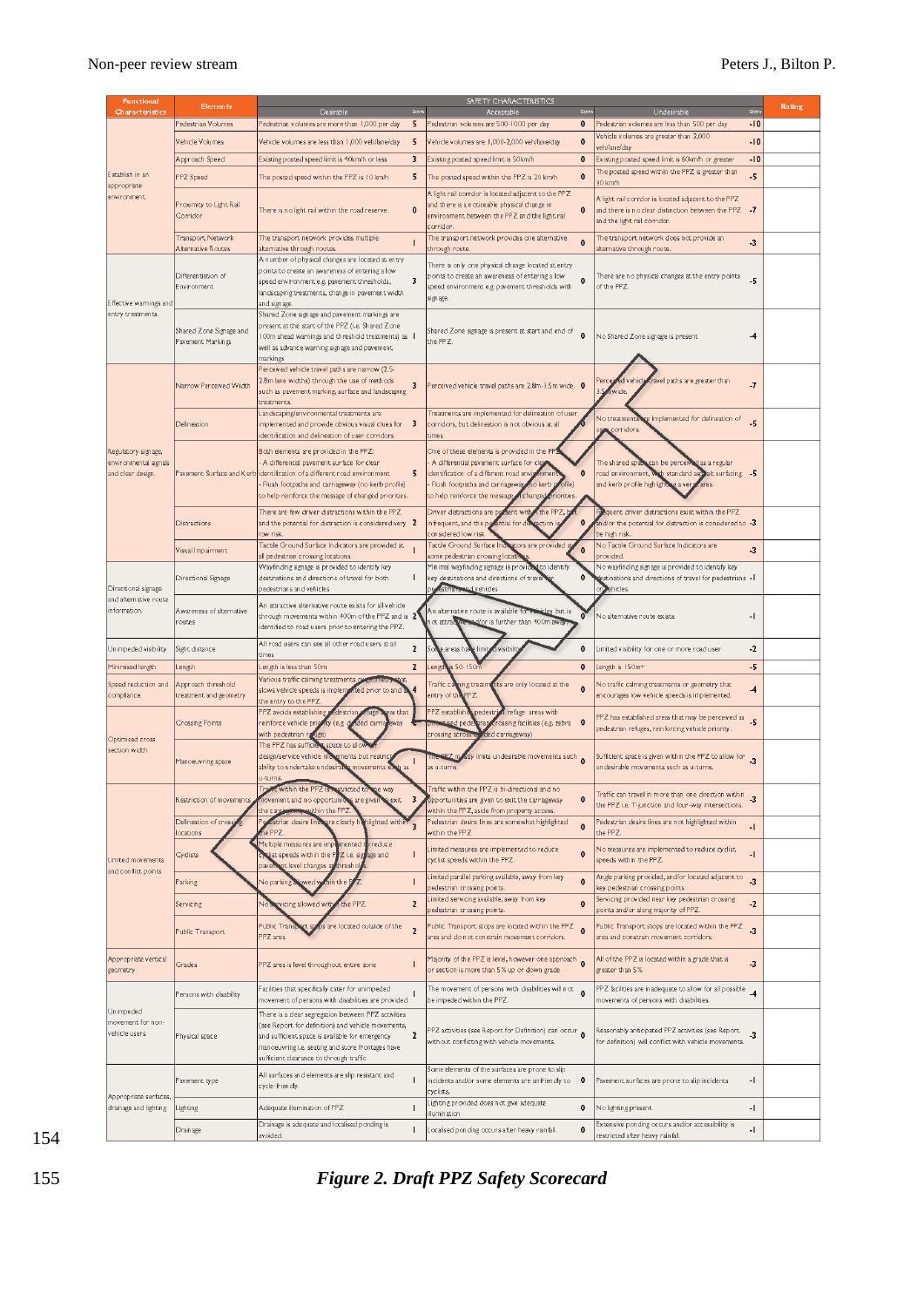| Functional Characteristics | Elements | SAFETY CHARACTERISTICS Desirable | Score | Acceptable | Score | Undesirable | Score | Rating |
|---|---|---|---|---|---|---|---|---|
| Establish in an appropriate environment | Pedestrian Volumes | Pedestrian volumes are more than 1,000 per day | 5 | Pedestrian volumes are 500-1000 per day | 0 | Pedestrian volumes are less than 500 per day | -10 | |
| | Vehicle Volumes | Vehicle volumes are less than 1,000 veh/lane/day | 5 | Vehicle volumes are 1,000-2,000 veh/lane/day | 0 | Vehicle volumes are greater than 2,000 veh/lane/day | -10 | |
| | Approach Speed | Existing posted speed limit is 40km/h or less | 3 | Existing posted speed limit is 50km/h | 0 | Existing posted speed limit is 60km/h or greater | -10 | |
| | PPZ Speed | The posted speed within the PPZ is 10 km/h | 5 | The posted speed within the PPZ is 20 km/h | 0 | The posted speed within the PPZ is greater than 30 km/h | -5 | |
| | Proximity to Light Rail Corridor | There is no light rail within the road reserve. | 0 | A light rail corridor is located adjacent to the PPZ and there is a noticeable physical change in environment between the PPZ and the light rail corridor. | 0 | A light rail corridor is located adjacent to the PPZ and there is no clear distinction between the PPZ and the light rail corridor. | -7 | |
| | Transport Network Alternative Routes | The transport network provides multiple alternative through routes. | 1 | The transport network provides one alternative through route. | 0 | The transport network does not provide an alternative through route. | -3 | |
| Effective warnings and entry treatments. | Differentiation of Environment | A number of physical changes are located at entry points to create an awareness of entering a low speed environment e.g. pavement thresholds, landscaping treatments, change in pavement width and signage. | 3 | There is only one physical change located at entry points to create an awareness of entering a low speed environment e.g. pavement thresholds with signage. | 0 | There are no physical changes at the entry points of the PPZ. | -5 | |
| | Shared Zone Signage and Pavement Markings | Shared Zone signage and pavement markings are present at the start of the PPZ (i.e. Shared Zone 100m ahead warnings and threshold treatments) as well as advance warning signage and pavement markings | 1 | Shared Zone signage is present at start and end of the PPZ. | 0 | No Shared Zone signage is present | -4 | |
| Regulatory signage, environmental signals and clear design. | Narrow Perceived Width | Perceived vehicle travel paths are narrow (2.5-2.8m lane widths) through the use of methods such as pavement marking, surface and landscaping treatments. | 3 | Perceived vehicle travel paths are 2.8m-3.5m wide. | 0 | Perceived vehicle travel paths are greater than 3.5m wide. | -7 | |
| | Delineation | Landscaping/environmental treatments are implemented and provide obvious visual clues for identification and delineation of user corridors. | 3 | Treatments are implemented for delineation of user corridors, but delineation is not obvious at all times. | 0 | No treatments are implemented for delineation of user corridors. | -5 | |
| | Pavement Surface and Kerb | Both elements are provided in the PPZ: - A differential pavement surface for clear identification of a different road environment. - Flush footpaths and carriageway (no kerb profile) to help reinforce the message of changed priorities. | 5 | One of these elements is provided in the PPZ: - A differential pavement surface for clear identification of a different road environment. - Flush footpaths and carriageway (no kerb profile) to help reinforce the message of changed priorities. | 0 | The shared space can be perceived as a regular road environment, with standard asphalt surfacing and kerb profile highlighting a vehicle area. | -5 | |
| | Distractions | There are few driver distractions within the PPZ and the potential for distraction is considered very low risk. | 2 | Driver distractions are present within the PPZ, but infrequent, and the potential for distraction is considered low risk. | 0 | Frequent driver distractions exist within the PPZ and/or the potential for distraction is considered to be high risk. | -3 | |
| | Visual Impairment | Tactile Ground Surface Indicators are provided at all pedestrian crossing locations. | 1 | Tactile Ground Surface Indicators are provided at some pedestrian crossing locations. | 0 | No Tactile Ground Surface Indicators are provided. | -3 | |
| Directional signage and alternative route information. | Directional Signage | Wayfinding signage is provided to identify key destinations and directions of travel for both pedestrians and vehicles | 1 | Minimal wayfinding signage is provided to identify key destinations and directions of travel for pedestrians and vehicles | 0 | No wayfinding signage is provided to identify key destinations and directions of travel for pedestrians or vehicles. | -1 | |
| | Awareness of alternative routes | An attractive alternative route exists for all vehicle through movements within 400m of the PPZ and is identified to road users prior to entering the PPZ. | 2 | An alternative route is available for vehicles but is not attractive and/or is further than 400m away. | 0 | No alternative route exists. | -1 | |
| Unimpeded visibility | Sight distance | All road users can see all other road users at all times | 2 | Some areas have limited visibility | 0 | Limited visibility for one or more road user | -2 | |
| Minimised length | Length | Length is less than 50m | 2 | Length is 50-150m | 0 | Length ≥ 150m+ | -5 | |
| Speed reduction and compliance | Approach threshold treatment and geometry | Various traffic calming treatments or geometry that slows vehicle speeds is implemented prior to and at the entry to the PPZ. | 4 | Traffic calming treatments are only located at the entry of the PPZ. | 0 | No traffic calming treatments or geometry that encourages low vehicle speeds is implemented. | -4 | |
| Optimised cross section width | Crossing Points | PPZ avoids establishing pedestrian refuge areas that reinforce vehicle priority (e.g. divided carriageway with pedestrian refuge) | 4 | PPZ establishes pedestrian refuge areas with marked pedestrian crossing facilities (e.g. zebra crossing across divided carriageway) | 0 | PPZ has established areas that may be perceived as pedestrian refuges, reinforcing vehicle priority. | -5 | |
| | Manoeuvring space | The PPZ has sufficient space to allow design/service vehicle movements but restricts ability to undertake undesirable movements such as u-turns. | | The PPZ only limits undesirable movements such as u-turns | 0 | Sufficient space is given within the PPZ to allow for undesirable movements such as u-turns. | -3 | |
| Limited movements and conflict points | Restriction of movements | Traffic within the PPZ is restricted to one way movement and no opportunities are given to exit the carriageway within the PPZ. | 3 | Traffic within the PPZ is bi-directional and no opportunities are given to exit the carriageway within the PPZ, aside from property access. | 0 | Traffic can travel in more than one direction within the PPZ i.e. T-junction and four-way intersections. | -3 | |
| | Delineation of crossing locations | Pedestrian desire lines are clearly highlighted within the PPZ. | 3 | Pedestrian desire lines are somewhat highlighted within the PPZ | 0 | Pedestrian desire lines are not highlighted within the PPZ. | -1 | |
| | Cyclists | Multiple measures are implemented to reduce cyclist speeds within the PPZ i.e. signage and pavement level changes at thresholds. | 1 | Limited measures are implemented to reduce cyclist speeds within the PPZ. | 0 | No measures are implemented to reduce cyclist speeds within the PPZ. | -1 | |
| | Parking | No parking allowed within the PPZ. | 1 | Limited parallel parking available, away from key pedestrian crossing points. | 0 | Angle parking provided, and/or located adjacent to key pedestrian crossing points. | -3 | |
| | Servicing | No servicing allowed within the PPZ. | 2 | Limited servicing available, away from key pedestrian crossing points. | 0 | Servicing provided near key pedestrian crossing points and/or along majority of PPZ. | -2 | |
| | Public Transport | Public Transport stops are located outside of the PPZ area. | 2 | Public Transport stops are located within the PPZ area and do not constrain movement corridors. | 0 | Public Transport stops are located within the PPZ area and constrain movement corridors. | -3 | |
| Appropriate vertical geometry | Grades | PPZ area is level throughout entire zone | 1 | Majority of the PPZ is level, however one approach or section is more than 5% up or down grade | 0 | All of the PPZ is located within a grade that is greater than 5% | -3 | |
| Unimpeded movement for non-vehicle users | Persons with disability | Facilities that specifically cater for unimpeded movement of persons with disabilities are provided. | 1 | The movement of persons with disabilities will not be impeded within the PPZ. | 0 | PPZ facilities are inadequate to allow for all possible movements of persons with disabilities | -4 | |
| | Physical space | There is a clear segregation between PPZ activities (see Report for definition) and vehicle movements, and sufficient space is available for emergency manoeuvring i.e. seating and store frontages have sufficient clearance to through traffic | 2 | PPZ activities (see Report for Definition) can occur without conflicting with vehicle movements. | 0 | Reasonably anticipated PPZ activities (see Report for definition) will conflict with vehicle movements. | -3 | |
| Appropriate surfaces, drainage and lighting | Pavement type | All surfaces and elements are slip resistant and cycle-friendly. | 1 | Some elements of the surfaces are prone to slip incidents and/or some elements are unfriendly to cyclists. | 0 | Pavement surfaces are prone to slip incidents | -1 | |
| | Lighting | Adequate illumination of PPZ | 1 | Lighting provided does not give adequate illumination | 0 | No lighting present | -1 | |
| | Drainage | Drainage is adequate and localised ponding is avoided. | 1 | Localised ponding occurs after heavy rainfall. | 0 | Extensive ponding occurs and/or accessibility is restricted after heavy rainfall. | -1 | |

***Figure 2. Draft PPZ Safety Scorecard***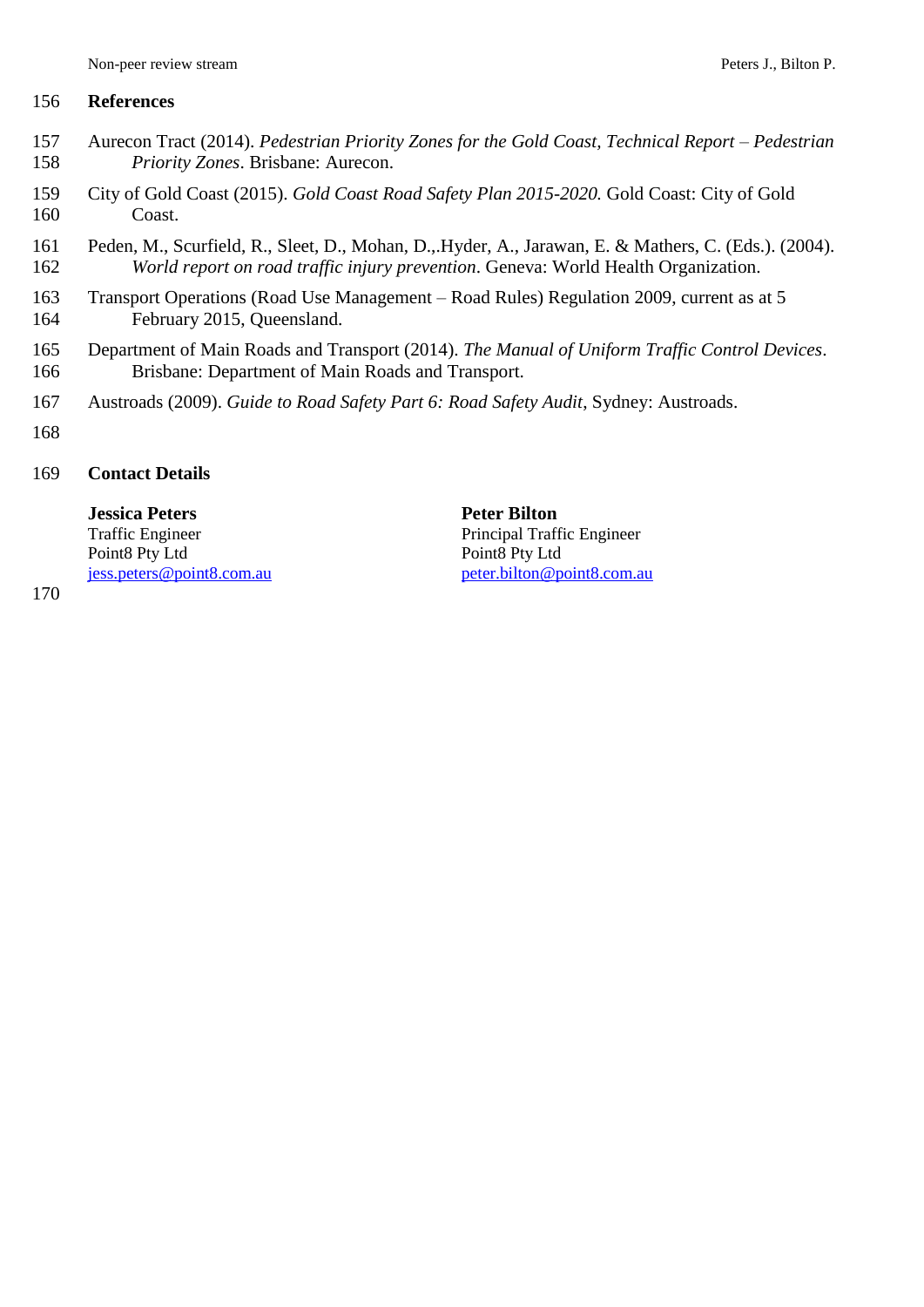## References

Aurecon Tract (2014). *Pedestrian Priority Zones for the Gold Coast, Technical Report – Pedestrian Priority Zones*. Brisbane: Aurecon.

City of Gold Coast (2015). *Gold Coast Road Safety Plan 2015-2020.* Gold Coast: City of Gold Coast.

Peden, M., Scurfield, R., Sleet, D., Mohan, D.,.Hyder, A., Jarawan, E. & Mathers, C. (Eds.). (2004). *World report on road traffic injury prevention*. Geneva: World Health Organization.

Transport Operations (Road Use Management – Road Rules) Regulation 2009, current as at 5 February 2015, Queensland.

Department of Main Roads and Transport (2014). *The Manual of Uniform Traffic Control Devices*. Brisbane: Department of Main Roads and Transport.

Austroads (2009). *Guide to Road Safety Part 6: Road Safety Audit*, Sydney: Austroads.

## Contact Details

**Jessica Peters**
Traffic Engineer
Point8 Pty Ltd
jess.peters@point8.com.au

**Peter Bilton**
Principal Traffic Engineer
Point8 Pty Ltd
peter.bilton@point8.com.au